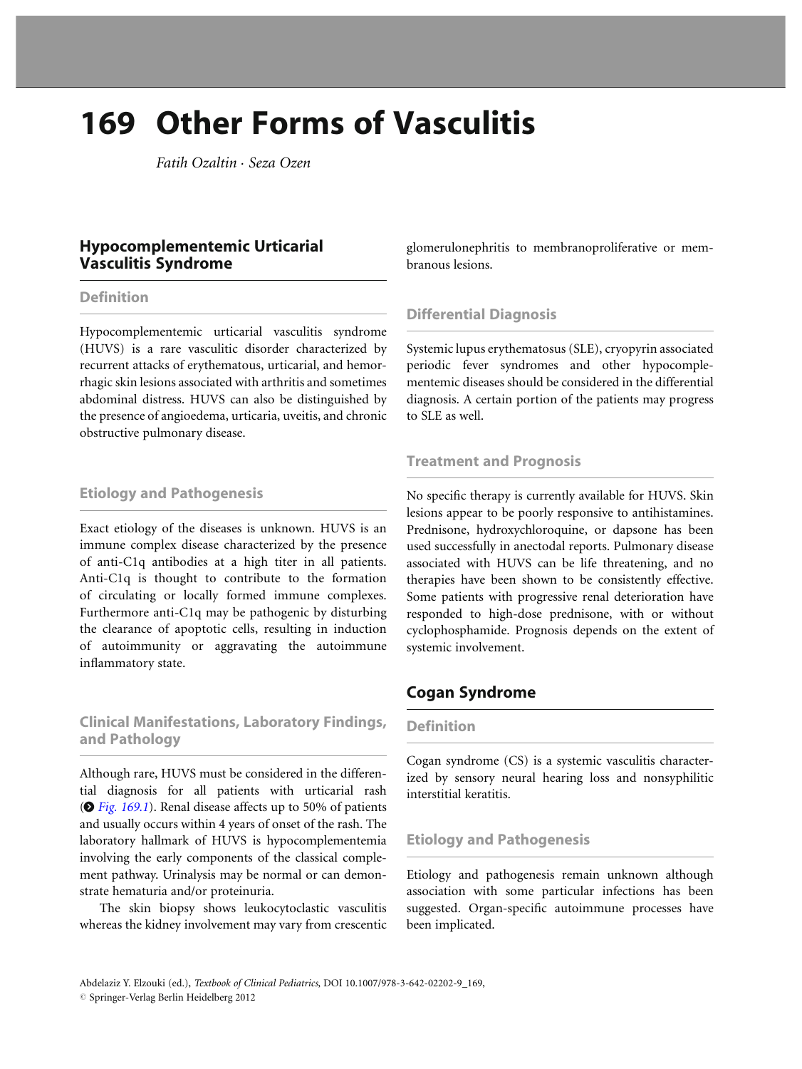# 169 Other Forms of Vasculitis

*Fatih Ozaltin · Seza Ozen*

## Hypocomplementemic Urticarial Vasculitis Syndrome

### Definition

Hypocomplementemic urticarial vasculitis syndrome (HUVS) is a rare vasculitic disorder characterized by recurrent attacks of erythematous, urticarial, and hemorrhagic skin lesions associated with arthritis and sometimes abdominal distress. HUVS can also be distinguished by the presence of angioedema, urticaria, uveitis, and chronic obstructive pulmonary disease.

### Etiology and Pathogenesis

Exact etiology of the diseases is unknown. HUVS is an immune complex disease characterized by the presence of anti-C1q antibodies at a high titer in all patients. Anti-C1q is thought to contribute to the formation of circulating or locally formed immune complexes. Furthermore anti-C1q may be pathogenic by disturbing the clearance of apoptotic cells, resulting in induction of autoimmunity or aggravating the autoimmune inflammatory state.

### Clinical Manifestations, Laboratory Findings, and Pathology

Although rare, HUVS must be considered in the differential diagnosis for all patients with urticarial rash (➲ *Fig. 169.1*). Renal disease affects up to 50% of patients and usually occurs within 4 years of onset of the rash. The laboratory hallmark of HUVS is hypocomplementemia involving the early components of the classical complement pathway. Urinalysis may be normal or can demonstrate hematuria and/or proteinuria.

The skin biopsy shows leukocytoclastic vasculitis whereas the kidney involvement may vary from crescentic glomerulonephritis to membranoproliferative or membranous lesions.

### Differential Diagnosis

Systemic lupus erythematosus (SLE), cryopyrin associated periodic fever syndromes and other hypocomplementemic diseases should be considered in the differential diagnosis. A certain portion of the patients may progress to SLE as well.

### Treatment and Prognosis

No specific therapy is currently available for HUVS. Skin lesions appear to be poorly responsive to antihistamines. Prednisone, hydroxychloroquine, or dapsone has been used successfully in anectodal reports. Pulmonary disease associated with HUVS can be life threatening, and no therapies have been shown to be consistently effective. Some patients with progressive renal deterioration have responded to high-dose prednisone, with or without cyclophosphamide. Prognosis depends on the extent of systemic involvement.

## Cogan Syndrome

### Definition

Cogan syndrome (CS) is a systemic vasculitis characterized by sensory neural hearing loss and nonsyphilitic interstitial keratitis.

### Etiology and Pathogenesis

Etiology and pathogenesis remain unknown although association with some particular infections has been suggested. Organ-specific autoimmune processes have been implicated.

Abdelaziz Y. Elzouki (ed.), *Textbook of Clinical Pediatrics*, DOI 10.1007/978-3-642-02202-9_169,
© Springer-Verlag Berlin Heidelberg 2012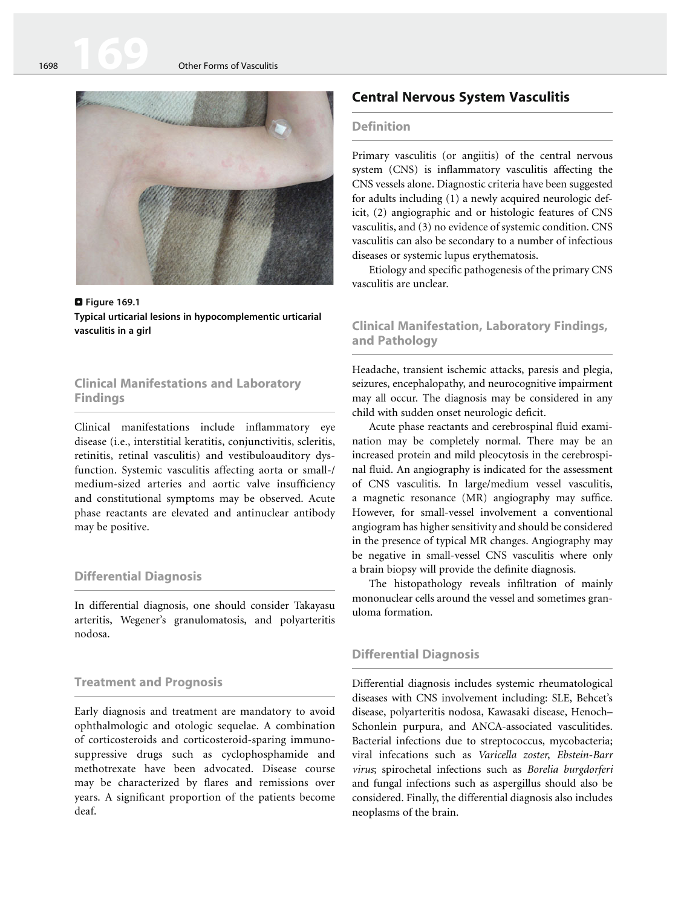**Figure 169.1**
**Typical urticarial lesions in hypocomplementic urticarial vasculitis in a girl**

### Clinical Manifestations and Laboratory Findings

Clinical manifestations include inflammatory eye disease (i.e., interstitial keratitis, conjunctivitis, scleritis, retinitis, retinal vasculitis) and vestibuloauditory dysfunction. Systemic vasculitis affecting aorta or small-/medium-sized arteries and aortic valve insufficiency and constitutional symptoms may be observed. Acute phase reactants are elevated and antinuclear antibody may be positive.

### Differential Diagnosis

In differential diagnosis, one should consider Takayasu arteritis, Wegener's granulomatosis, and polyarteritis nodosa.

### Treatment and Prognosis

Early diagnosis and treatment are mandatory to avoid ophthalmologic and otologic sequelae. A combination of corticosteroids and corticosteroid-sparing immunosuppressive drugs such as cyclophosphamide and methotrexate have been advocated. Disease course may be characterized by flares and remissions over years. A significant proportion of the patients become deaf.

## Central Nervous System Vasculitis

### Definition

Primary vasculitis (or angiitis) of the central nervous system (CNS) is inflammatory vasculitis affecting the CNS vessels alone. Diagnostic criteria have been suggested for adults including (1) a newly acquired neurologic deficit, (2) angiographic and or histologic features of CNS vasculitis, and (3) no evidence of systemic condition. CNS vasculitis can also be secondary to a number of infectious diseases or systemic lupus erythematosis.

Etiology and specific pathogenesis of the primary CNS vasculitis are unclear.

### Clinical Manifestation, Laboratory Findings, and Pathology

Headache, transient ischemic attacks, paresis and plegia, seizures, encephalopathy, and neurocognitive impairment may all occur. The diagnosis may be considered in any child with sudden onset neurologic deficit.

Acute phase reactants and cerebrospinal fluid examination may be completely normal. There may be an increased protein and mild pleocytosis in the cerebrospinal fluid. An angiography is indicated for the assessment of CNS vasculitis. In large/medium vessel vasculitis, a magnetic resonance (MR) angiography may suffice. However, for small-vessel involvement a conventional angiogram has higher sensitivity and should be considered in the presence of typical MR changes. Angiography may be negative in small-vessel CNS vasculitis where only a brain biopsy will provide the definite diagnosis.

The histopathology reveals infiltration of mainly mononuclear cells around the vessel and sometimes granuloma formation.

### Differential Diagnosis

Differential diagnosis includes systemic rheumatological diseases with CNS involvement including: SLE, Behcet's disease, polyarteritis nodosa, Kawasaki disease, Henoch–Schonlein purpura, and ANCA-associated vasculitides. Bacterial infections due to streptococcus, mycobacteria; viral infecations such as *Varicella zoster*, *Ebstein-Barr virus*; spirochetal infections such as *Borelia burgdorferi* and fungal infections such as aspergillus should also be considered. Finally, the differential diagnosis also includes neoplasms of the brain.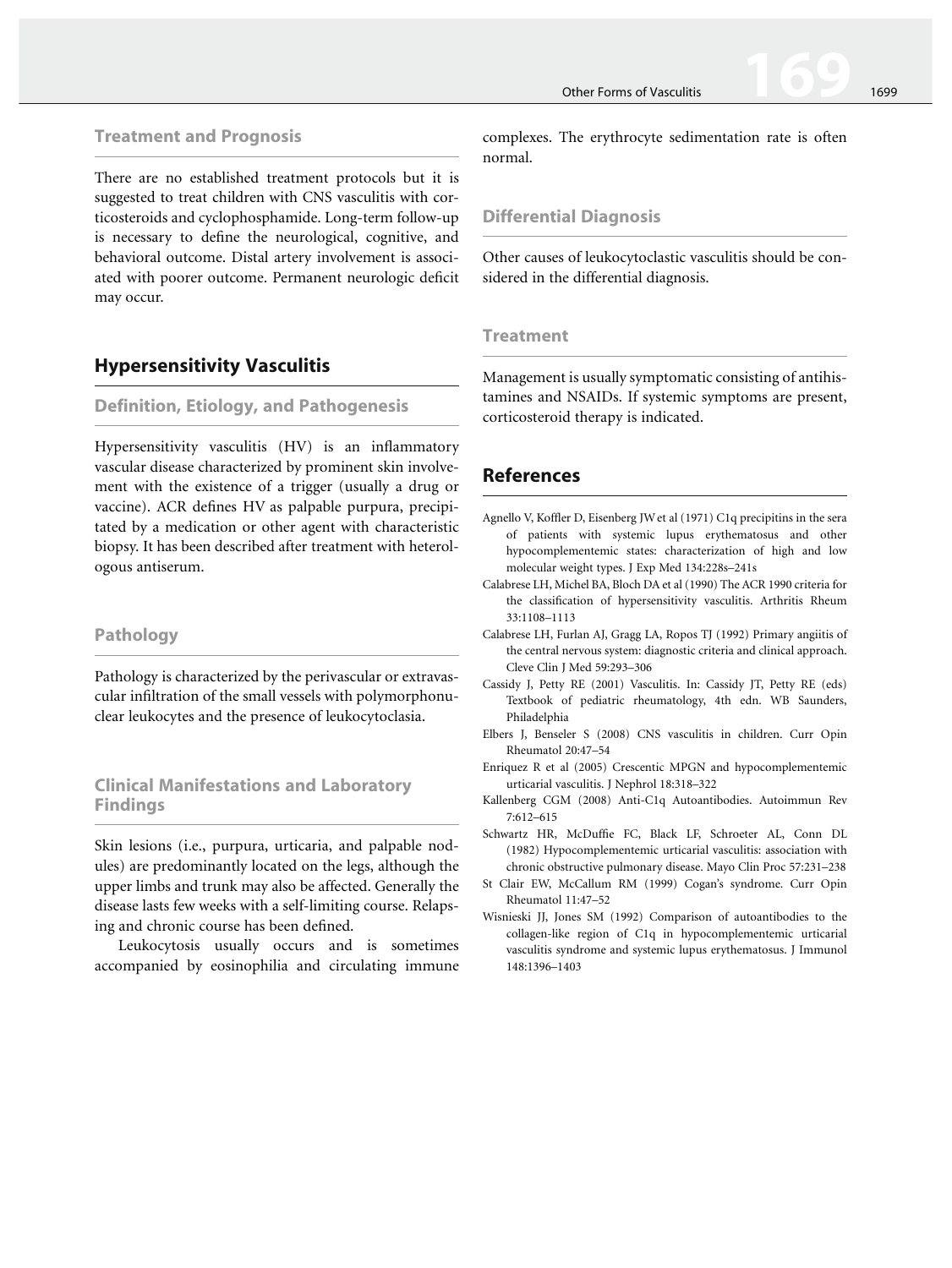### Treatment and Prognosis

There are no established treatment protocols but it is suggested to treat children with CNS vasculitis with corticosteroids and cyclophosphamide. Long-term follow-up is necessary to define the neurological, cognitive, and behavioral outcome. Distal artery involvement is associated with poorer outcome. Permanent neurologic deficit may occur.

## Hypersensitivity Vasculitis

### Definition, Etiology, and Pathogenesis

Hypersensitivity vasculitis (HV) is an inflammatory vascular disease characterized by prominent skin involvement with the existence of a trigger (usually a drug or vaccine). ACR defines HV as palpable purpura, precipitated by a medication or other agent with characteristic biopsy. It has been described after treatment with heterologous antiserum.

### Pathology

Pathology is characterized by the perivascular or extravascular infiltration of the small vessels with polymorphonuclear leukocytes and the presence of leukocytoclasia.

### Clinical Manifestations and Laboratory Findings

Skin lesions (i.e., purpura, urticaria, and palpable nodules) are predominantly located on the legs, although the upper limbs and trunk may also be affected. Generally the disease lasts few weeks with a self-limiting course. Relapsing and chronic course has been defined.

Leukocytosis usually occurs and is sometimes accompanied by eosinophilia and circulating immune complexes. The erythrocyte sedimentation rate is often normal.

### Differential Diagnosis

Other causes of leukocytoclastic vasculitis should be considered in the differential diagnosis.

### Treatment

Management is usually symptomatic consisting of antihistamines and NSAIDs. If systemic symptoms are present, corticosteroid therapy is indicated.

## References

Agnello V, Koffler D, Eisenberg JW et al (1971) C1q precipitins in the sera of patients with systemic lupus erythematosus and other hypocomplementemic states: characterization of high and low molecular weight types. J Exp Med 134:228s–241s

Calabrese LH, Michel BA, Bloch DA et al (1990) The ACR 1990 criteria for the classification of hypersensitivity vasculitis. Arthritis Rheum 33:1108–1113

Calabrese LH, Furlan AJ, Gragg LA, Ropos TJ (1992) Primary angiitis of the central nervous system: diagnostic criteria and clinical approach. Cleve Clin J Med 59:293–306

Cassidy J, Petty RE (2001) Vasculitis. In: Cassidy JT, Petty RE (eds) Textbook of pediatric rheumatology, 4th edn. WB Saunders, Philadelphia

Elbers J, Benseler S (2008) CNS vasculitis in children. Curr Opin Rheumatol 20:47–54

Enriquez R et al (2005) Crescentic MPGN and hypocomplementemic urticarial vasculitis. J Nephrol 18:318–322

Kallenberg CGM (2008) Anti-C1q Autoantibodies. Autoimmun Rev 7:612–615

Schwartz HR, McDuffie FC, Black LF, Schroeter AL, Conn DL (1982) Hypocomplementemic urticarial vasculitis: association with chronic obstructive pulmonary disease. Mayo Clin Proc 57:231–238

St Clair EW, McCallum RM (1999) Cogan's syndrome. Curr Opin Rheumatol 11:47–52

Wisnieski JJ, Jones SM (1992) Comparison of autoantibodies to the collagen-like region of C1q in hypocomplementemic urticarial vasculitis syndrome and systemic lupus erythematosus. J Immunol 148:1396–1403